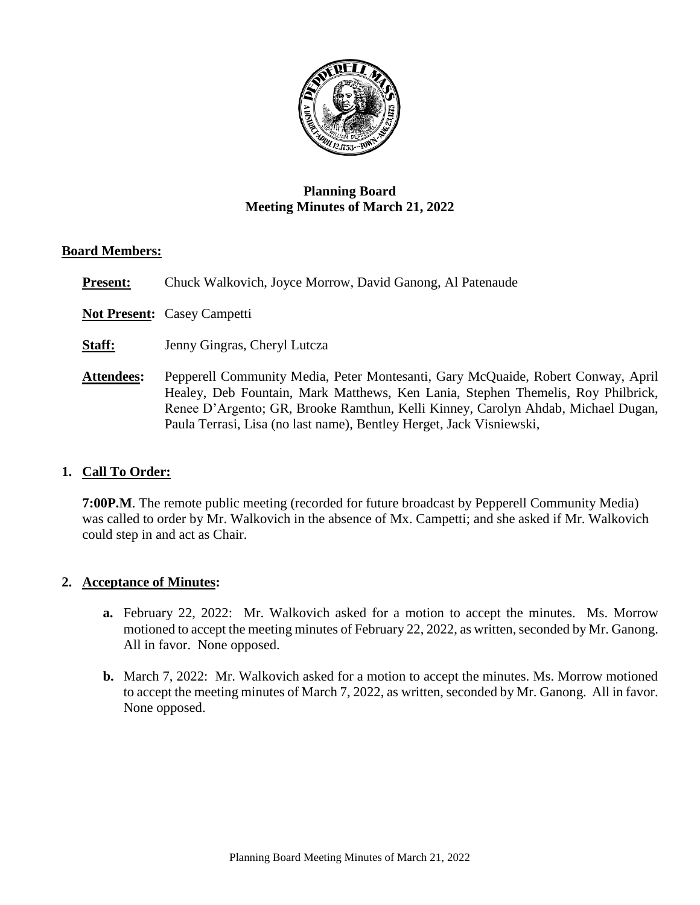# Planning Board
## Meeting Minutes of March 21, 2022

**Board Members:**

**Present:** Chuck Walkovich, Joyce Morrow, David Ganong, Al Patenaude

**Not Present:** Casey Campetti

**Staff:** Jenny Gingras, Cheryl Lutcza

**Attendees:** Pepperell Community Media, Peter Montesanti, Gary McQuaide, Robert Conway, April Healey, Deb Fountain, Mark Matthews, Ken Lania, Stephen Themelis, Roy Philbrick, Renee D'Argento; GR, Brooke Ramthun, Kelli Kinney, Carolyn Ahdab, Michael Dugan, Paula Terrasi, Lisa (no last name), Bentley Herget, Jack Visniewski,

1. **Call To Order:**

   **7:00P.M**. The remote public meeting (recorded for future broadcast by Pepperell Community Media) was called to order by Mr. Walkovich in the absence of Mx. Campetti; and she asked if Mr. Walkovich could step in and act as Chair.

2. **Acceptance of Minutes:**

   **a.** February 22, 2022: Mr. Walkovich asked for a motion to accept the minutes. Ms. Morrow motioned to accept the meeting minutes of February 22, 2022, as written, seconded by Mr. Ganong. All in favor. None opposed.

   **b.** March 7, 2022: Mr. Walkovich asked for a motion to accept the minutes. Ms. Morrow motioned to accept the meeting minutes of March 7, 2022, as written, seconded by Mr. Ganong. All in favor. None opposed.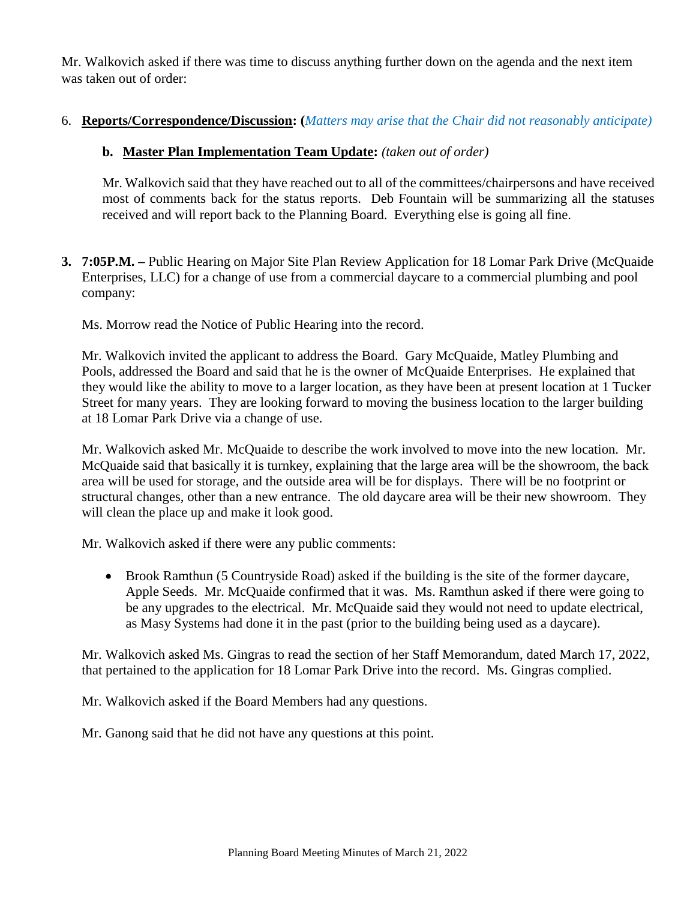Mr. Walkovich asked if there was time to discuss anything further down on the agenda and the next item was taken out of order:

6. **Reports/Correspondence/Discussion: (***Matters may arise that the Chair did not reasonably anticipate)*

   **b. Master Plan Implementation Team Update:** *(taken out of order)*

   Mr. Walkovich said that they have reached out to all of the committees/chairpersons and have received most of comments back for the status reports. Deb Fountain will be summarizing all the statuses received and will report back to the Planning Board. Everything else is going all fine.

**3. 7:05P.M. –** Public Hearing on Major Site Plan Review Application for 18 Lomar Park Drive (McQuaide Enterprises, LLC) for a change of use from a commercial daycare to a commercial plumbing and pool company:

Ms. Morrow read the Notice of Public Hearing into the record.

Mr. Walkovich invited the applicant to address the Board. Gary McQuaide, Matley Plumbing and Pools, addressed the Board and said that he is the owner of McQuaide Enterprises. He explained that they would like the ability to move to a larger location, as they have been at present location at 1 Tucker Street for many years. They are looking forward to moving the business location to the larger building at 18 Lomar Park Drive via a change of use.

Mr. Walkovich asked Mr. McQuaide to describe the work involved to move into the new location. Mr. McQuaide said that basically it is turnkey, explaining that the large area will be the showroom, the back area will be used for storage, and the outside area will be for displays. There will be no footprint or structural changes, other than a new entrance. The old daycare area will be their new showroom. They will clean the place up and make it look good.

Mr. Walkovich asked if there were any public comments:

- Brook Ramthun (5 Countryside Road) asked if the building is the site of the former daycare, Apple Seeds. Mr. McQuaide confirmed that it was. Ms. Ramthun asked if there were going to be any upgrades to the electrical. Mr. McQuaide said they would not need to update electrical, as Masy Systems had done it in the past (prior to the building being used as a daycare).

Mr. Walkovich asked Ms. Gingras to read the section of her Staff Memorandum, dated March 17, 2022, that pertained to the application for 18 Lomar Park Drive into the record. Ms. Gingras complied.

Mr. Walkovich asked if the Board Members had any questions.

Mr. Ganong said that he did not have any questions at this point.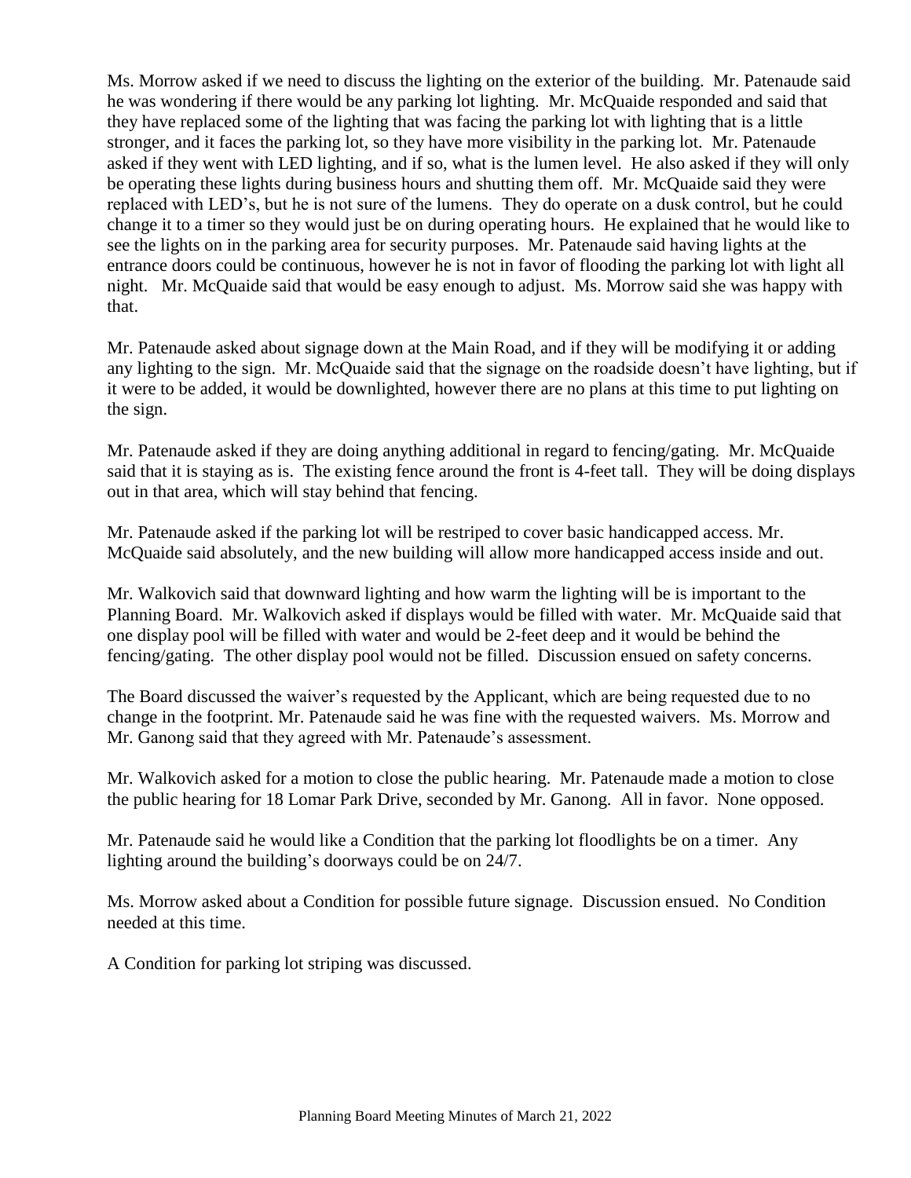Ms. Morrow asked if we need to discuss the lighting on the exterior of the building. Mr. Patenaude said he was wondering if there would be any parking lot lighting. Mr. McQuaide responded and said that they have replaced some of the lighting that was facing the parking lot with lighting that is a little stronger, and it faces the parking lot, so they have more visibility in the parking lot. Mr. Patenaude asked if they went with LED lighting, and if so, what is the lumen level. He also asked if they will only be operating these lights during business hours and shutting them off. Mr. McQuaide said they were replaced with LED's, but he is not sure of the lumens. They do operate on a dusk control, but he could change it to a timer so they would just be on during operating hours. He explained that he would like to see the lights on in the parking area for security purposes. Mr. Patenaude said having lights at the entrance doors could be continuous, however he is not in favor of flooding the parking lot with light all night. Mr. McQuaide said that would be easy enough to adjust. Ms. Morrow said she was happy with that.

Mr. Patenaude asked about signage down at the Main Road, and if they will be modifying it or adding any lighting to the sign. Mr. McQuaide said that the signage on the roadside doesn't have lighting, but if it were to be added, it would be downlighted, however there are no plans at this time to put lighting on the sign.

Mr. Patenaude asked if they are doing anything additional in regard to fencing/gating. Mr. McQuaide said that it is staying as is. The existing fence around the front is 4-feet tall. They will be doing displays out in that area, which will stay behind that fencing.

Mr. Patenaude asked if the parking lot will be restriped to cover basic handicapped access. Mr. McQuaide said absolutely, and the new building will allow more handicapped access inside and out.

Mr. Walkovich said that downward lighting and how warm the lighting will be is important to the Planning Board. Mr. Walkovich asked if displays would be filled with water. Mr. McQuaide said that one display pool will be filled with water and would be 2-feet deep and it would be behind the fencing/gating. The other display pool would not be filled. Discussion ensued on safety concerns.

The Board discussed the waiver's requested by the Applicant, which are being requested due to no change in the footprint. Mr. Patenaude said he was fine with the requested waivers. Ms. Morrow and Mr. Ganong said that they agreed with Mr. Patenaude's assessment.

Mr. Walkovich asked for a motion to close the public hearing. Mr. Patenaude made a motion to close the public hearing for 18 Lomar Park Drive, seconded by Mr. Ganong. All in favor. None opposed.

Mr. Patenaude said he would like a Condition that the parking lot floodlights be on a timer. Any lighting around the building's doorways could be on 24/7.

Ms. Morrow asked about a Condition for possible future signage. Discussion ensued. No Condition needed at this time.

A Condition for parking lot striping was discussed.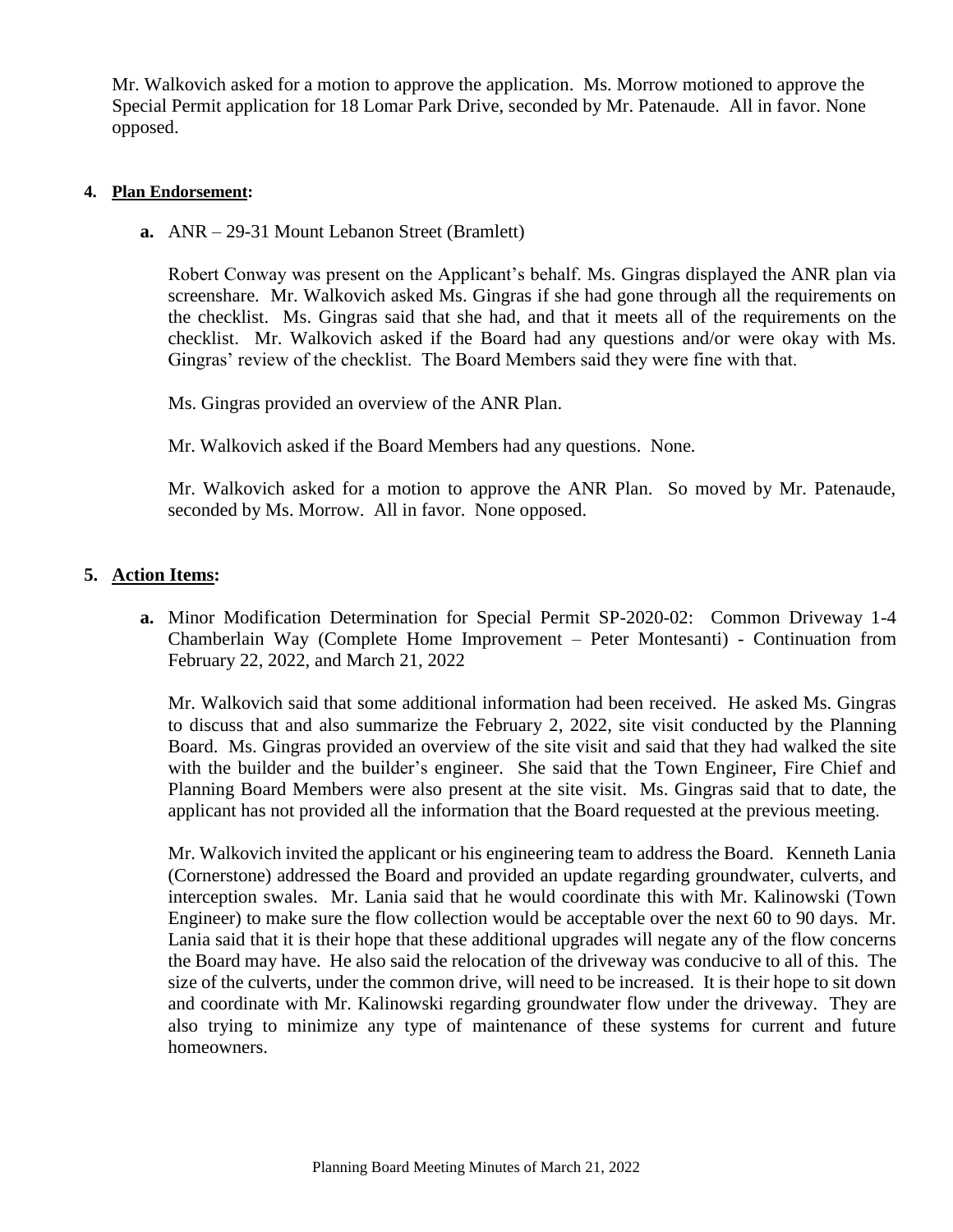Mr. Walkovich asked for a motion to approve the application. Ms. Morrow motioned to approve the Special Permit application for 18 Lomar Park Drive, seconded by Mr. Patenaude. All in favor. None opposed.

**4. Plan Endorsement:**

**a.** ANR – 29-31 Mount Lebanon Street (Bramlett)

Robert Conway was present on the Applicant's behalf. Ms. Gingras displayed the ANR plan via screenshare. Mr. Walkovich asked Ms. Gingras if she had gone through all the requirements on the checklist. Ms. Gingras said that she had, and that it meets all of the requirements on the checklist. Mr. Walkovich asked if the Board had any questions and/or were okay with Ms. Gingras' review of the checklist. The Board Members said they were fine with that.

Ms. Gingras provided an overview of the ANR Plan.

Mr. Walkovich asked if the Board Members had any questions. None.

Mr. Walkovich asked for a motion to approve the ANR Plan. So moved by Mr. Patenaude, seconded by Ms. Morrow. All in favor. None opposed.

**5. Action Items:**

**a.** Minor Modification Determination for Special Permit SP-2020-02: Common Driveway 1-4 Chamberlain Way (Complete Home Improvement – Peter Montesanti) - Continuation from February 22, 2022, and March 21, 2022

Mr. Walkovich said that some additional information had been received. He asked Ms. Gingras to discuss that and also summarize the February 2, 2022, site visit conducted by the Planning Board. Ms. Gingras provided an overview of the site visit and said that they had walked the site with the builder and the builder's engineer. She said that the Town Engineer, Fire Chief and Planning Board Members were also present at the site visit. Ms. Gingras said that to date, the applicant has not provided all the information that the Board requested at the previous meeting.

Mr. Walkovich invited the applicant or his engineering team to address the Board. Kenneth Lania (Cornerstone) addressed the Board and provided an update regarding groundwater, culverts, and interception swales. Mr. Lania said that he would coordinate this with Mr. Kalinowski (Town Engineer) to make sure the flow collection would be acceptable over the next 60 to 90 days. Mr. Lania said that it is their hope that these additional upgrades will negate any of the flow concerns the Board may have. He also said the relocation of the driveway was conducive to all of this. The size of the culverts, under the common drive, will need to be increased. It is their hope to sit down and coordinate with Mr. Kalinowski regarding groundwater flow under the driveway. They are also trying to minimize any type of maintenance of these systems for current and future homeowners.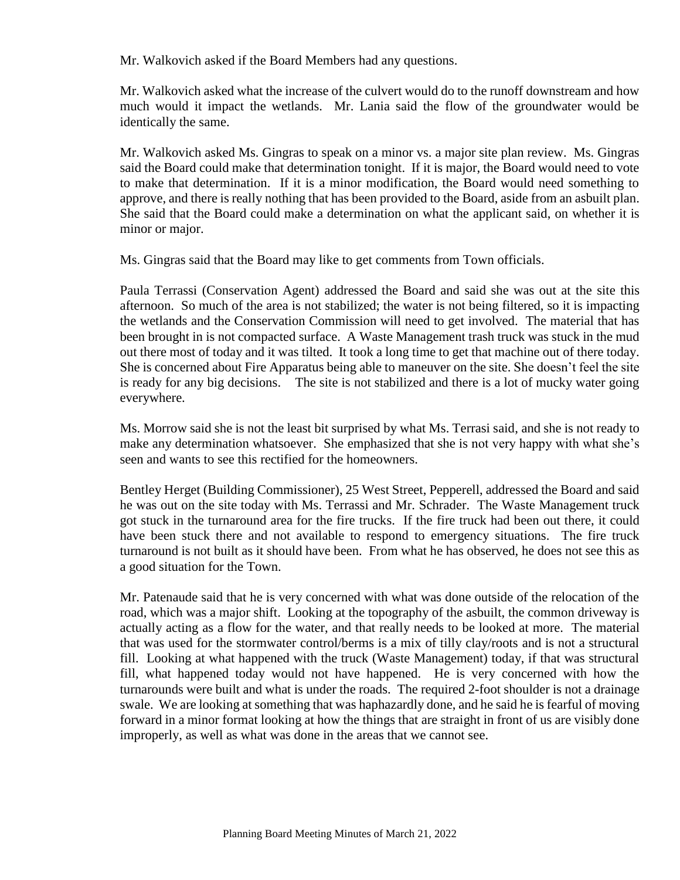Mr. Walkovich asked if the Board Members had any questions.

Mr. Walkovich asked what the increase of the culvert would do to the runoff downstream and how much would it impact the wetlands. Mr. Lania said the flow of the groundwater would be identically the same.

Mr. Walkovich asked Ms. Gingras to speak on a minor vs. a major site plan review. Ms. Gingras said the Board could make that determination tonight. If it is major, the Board would need to vote to make that determination. If it is a minor modification, the Board would need something to approve, and there is really nothing that has been provided to the Board, aside from an asbuilt plan. She said that the Board could make a determination on what the applicant said, on whether it is minor or major.

Ms. Gingras said that the Board may like to get comments from Town officials.

Paula Terrassi (Conservation Agent) addressed the Board and said she was out at the site this afternoon. So much of the area is not stabilized; the water is not being filtered, so it is impacting the wetlands and the Conservation Commission will need to get involved. The material that has been brought in is not compacted surface. A Waste Management trash truck was stuck in the mud out there most of today and it was tilted. It took a long time to get that machine out of there today. She is concerned about Fire Apparatus being able to maneuver on the site. She doesn't feel the site is ready for any big decisions. The site is not stabilized and there is a lot of mucky water going everywhere.

Ms. Morrow said she is not the least bit surprised by what Ms. Terrasi said, and she is not ready to make any determination whatsoever. She emphasized that she is not very happy with what she's seen and wants to see this rectified for the homeowners.

Bentley Herget (Building Commissioner), 25 West Street, Pepperell, addressed the Board and said he was out on the site today with Ms. Terrassi and Mr. Schrader. The Waste Management truck got stuck in the turnaround area for the fire trucks. If the fire truck had been out there, it could have been stuck there and not available to respond to emergency situations. The fire truck turnaround is not built as it should have been. From what he has observed, he does not see this as a good situation for the Town.

Mr. Patenaude said that he is very concerned with what was done outside of the relocation of the road, which was a major shift. Looking at the topography of the asbuilt, the common driveway is actually acting as a flow for the water, and that really needs to be looked at more. The material that was used for the stormwater control/berms is a mix of tilly clay/roots and is not a structural fill. Looking at what happened with the truck (Waste Management) today, if that was structural fill, what happened today would not have happened. He is very concerned with how the turnarounds were built and what is under the roads. The required 2-foot shoulder is not a drainage swale. We are looking at something that was haphazardly done, and he said he is fearful of moving forward in a minor format looking at how the things that are straight in front of us are visibly done improperly, as well as what was done in the areas that we cannot see.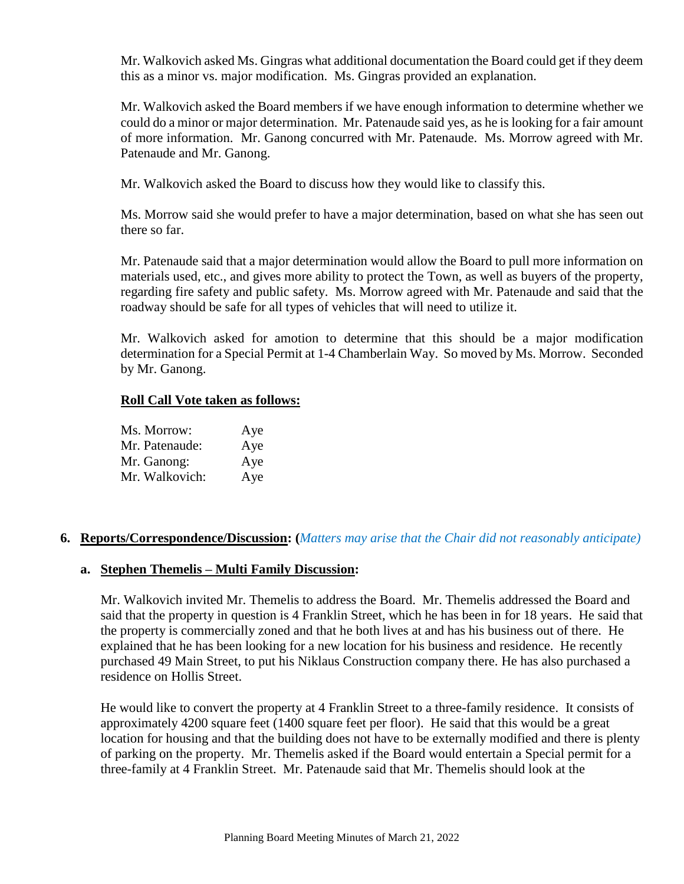Mr. Walkovich asked Ms. Gingras what additional documentation the Board could get if they deem this as a minor vs. major modification. Ms. Gingras provided an explanation.

Mr. Walkovich asked the Board members if we have enough information to determine whether we could do a minor or major determination. Mr. Patenaude said yes, as he is looking for a fair amount of more information. Mr. Ganong concurred with Mr. Patenaude. Ms. Morrow agreed with Mr. Patenaude and Mr. Ganong.

Mr. Walkovich asked the Board to discuss how they would like to classify this.

Ms. Morrow said she would prefer to have a major determination, based on what she has seen out there so far.

Mr. Patenaude said that a major determination would allow the Board to pull more information on materials used, etc., and gives more ability to protect the Town, as well as buyers of the property, regarding fire safety and public safety. Ms. Morrow agreed with Mr. Patenaude and said that the roadway should be safe for all types of vehicles that will need to utilize it.

Mr. Walkovich asked for amotion to determine that this should be a major modification determination for a Special Permit at 1-4 Chamberlain Way. So moved by Ms. Morrow. Seconded by Mr. Ganong.

**Roll Call Vote taken as follows:**

| | |
|---|---|
| Ms. Morrow: | Aye |
| Mr. Patenaude: | Aye |
| Mr. Ganong: | Aye |
| Mr. Walkovich: | Aye |

## 6. Reports/Correspondence/Discussion: (*Matters may arise that the Chair did not reasonably anticipate)*

### a. Stephen Themelis – Multi Family Discussion:

Mr. Walkovich invited Mr. Themelis to address the Board. Mr. Themelis addressed the Board and said that the property in question is 4 Franklin Street, which he has been in for 18 years. He said that the property is commercially zoned and that he both lives at and has his business out of there. He explained that he has been looking for a new location for his business and residence. He recently purchased 49 Main Street, to put his Niklaus Construction company there. He has also purchased a residence on Hollis Street.

He would like to convert the property at 4 Franklin Street to a three-family residence. It consists of approximately 4200 square feet (1400 square feet per floor). He said that this would be a great location for housing and that the building does not have to be externally modified and there is plenty of parking on the property. Mr. Themelis asked if the Board would entertain a Special permit for a three-family at 4 Franklin Street. Mr. Patenaude said that Mr. Themelis should look at the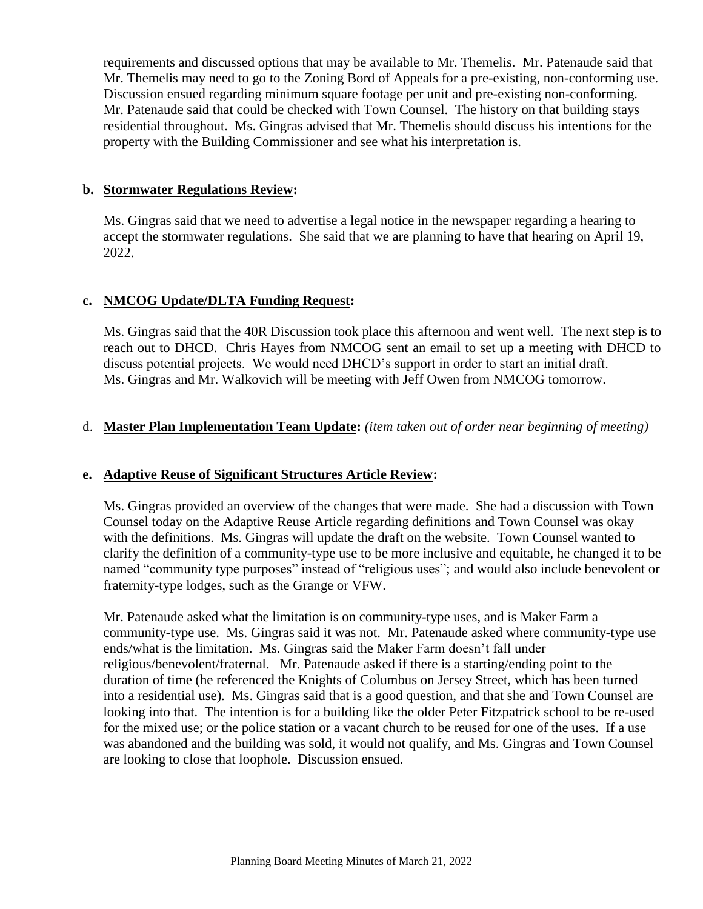requirements and discussed options that may be available to Mr. Themelis. Mr. Patenaude said that Mr. Themelis may need to go to the Zoning Bord of Appeals for a pre-existing, non-conforming use. Discussion ensued regarding minimum square footage per unit and pre-existing non-conforming. Mr. Patenaude said that could be checked with Town Counsel. The history on that building stays residential throughout. Ms. Gingras advised that Mr. Themelis should discuss his intentions for the property with the Building Commissioner and see what his interpretation is.

**b. Stormwater Regulations Review:**

Ms. Gingras said that we need to advertise a legal notice in the newspaper regarding a hearing to accept the stormwater regulations. She said that we are planning to have that hearing on April 19, 2022.

**c. NMCOG Update/DLTA Funding Request:**

Ms. Gingras said that the 40R Discussion took place this afternoon and went well. The next step is to reach out to DHCD. Chris Hayes from NMCOG sent an email to set up a meeting with DHCD to discuss potential projects. We would need DHCD's support in order to start an initial draft. Ms. Gingras and Mr. Walkovich will be meeting with Jeff Owen from NMCOG tomorrow.

d. **Master Plan Implementation Team Update:** *(item taken out of order near beginning of meeting)*

**e. Adaptive Reuse of Significant Structures Article Review:**

Ms. Gingras provided an overview of the changes that were made. She had a discussion with Town Counsel today on the Adaptive Reuse Article regarding definitions and Town Counsel was okay with the definitions. Ms. Gingras will update the draft on the website. Town Counsel wanted to clarify the definition of a community-type use to be more inclusive and equitable, he changed it to be named "community type purposes" instead of "religious uses"; and would also include benevolent or fraternity-type lodges, such as the Grange or VFW.

Mr. Patenaude asked what the limitation is on community-type uses, and is Maker Farm a community-type use. Ms. Gingras said it was not. Mr. Patenaude asked where community-type use ends/what is the limitation. Ms. Gingras said the Maker Farm doesn't fall under religious/benevolent/fraternal. Mr. Patenaude asked if there is a starting/ending point to the duration of time (he referenced the Knights of Columbus on Jersey Street, which has been turned into a residential use). Ms. Gingras said that is a good question, and that she and Town Counsel are looking into that. The intention is for a building like the older Peter Fitzpatrick school to be re-used for the mixed use; or the police station or a vacant church to be reused for one of the uses. If a use was abandoned and the building was sold, it would not qualify, and Ms. Gingras and Town Counsel are looking to close that loophole. Discussion ensued.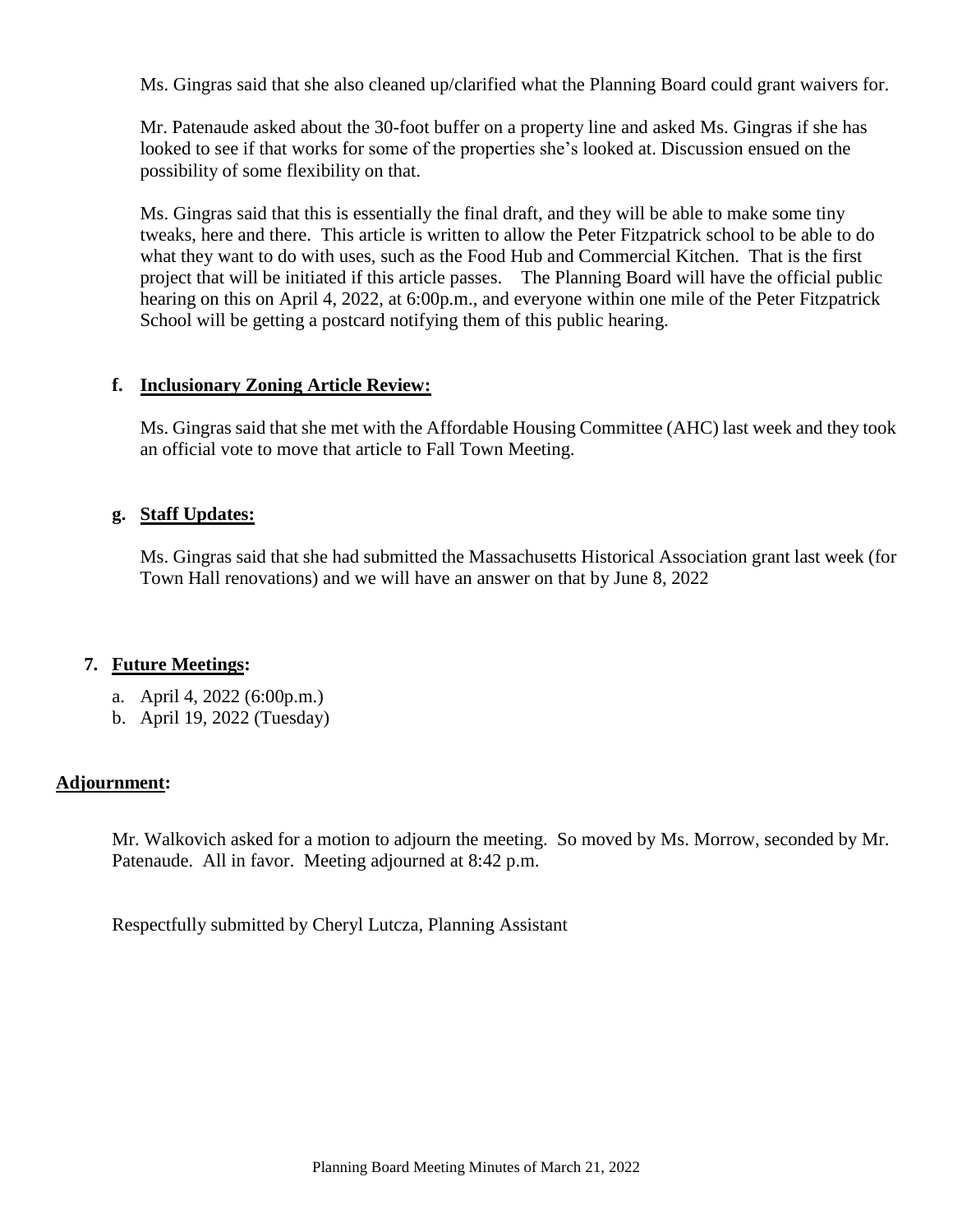Ms. Gingras said that she also cleaned up/clarified what the Planning Board could grant waivers for.

Mr. Patenaude asked about the 30-foot buffer on a property line and asked Ms. Gingras if she has looked to see if that works for some of the properties she's looked at. Discussion ensued on the possibility of some flexibility on that.

Ms. Gingras said that this is essentially the final draft, and they will be able to make some tiny tweaks, here and there. This article is written to allow the Peter Fitzpatrick school to be able to do what they want to do with uses, such as the Food Hub and Commercial Kitchen. That is the first project that will be initiated if this article passes. The Planning Board will have the official public hearing on this on April 4, 2022, at 6:00p.m., and everyone within one mile of the Peter Fitzpatrick School will be getting a postcard notifying them of this public hearing.

**f. Inclusionary Zoning Article Review:**

Ms. Gingras said that she met with the Affordable Housing Committee (AHC) last week and they took an official vote to move that article to Fall Town Meeting.

**g. Staff Updates:**

Ms. Gingras said that she had submitted the Massachusetts Historical Association grant last week (for Town Hall renovations) and we will have an answer on that by June 8, 2022

**7. Future Meetings:**

a. April 4, 2022 (6:00p.m.)
b. April 19, 2022 (Tuesday)

**Adjournment:**

Mr. Walkovich asked for a motion to adjourn the meeting. So moved by Ms. Morrow, seconded by Mr. Patenaude. All in favor. Meeting adjourned at 8:42 p.m.

Respectfully submitted by Cheryl Lutcza, Planning Assistant